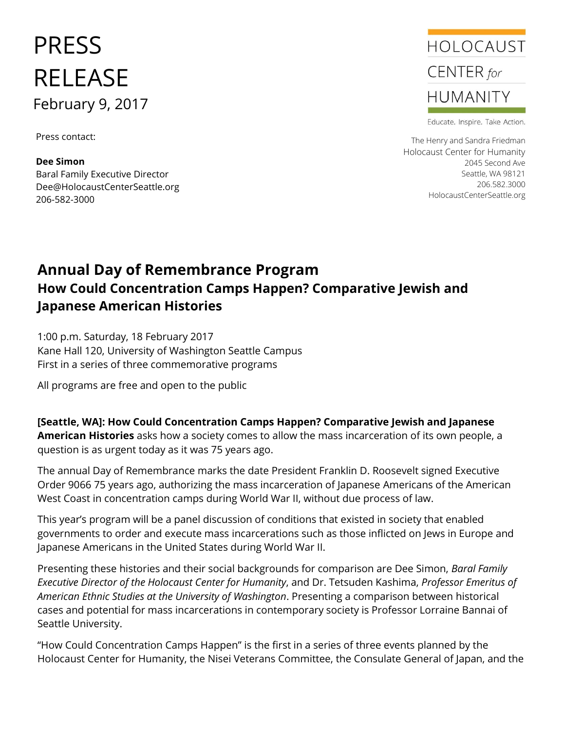# PRESS RELEASE

February 9, 2017

Press contact:

**Dee Simon**
Baral Family Executive Director
Dee@HolocaustCenterSeattle.org
206-582-3000

HOLOCAUST CENTER *for* HUMANITY

Educate. Inspire. Take Action.

The Henry and Sandra Friedman
Holocaust Center for Humanity
2045 Second Ave
Seattle, WA 98121
206.582.3000
HolocaustCenterSeattle.org

## Annual Day of Remembrance Program

### How Could Concentration Camps Happen? Comparative Jewish and Japanese American Histories

1:00 p.m. Saturday, 18 February 2017
Kane Hall 120, University of Washington Seattle Campus
First in a series of three commemorative programs

All programs are free and open to the public

**[Seattle, WA]: How Could Concentration Camps Happen? Comparative Jewish and Japanese American Histories** asks how a society comes to allow the mass incarceration of its own people, a question is as urgent today as it was 75 years ago.

The annual Day of Remembrance marks the date President Franklin D. Roosevelt signed Executive Order 9066 75 years ago, authorizing the mass incarceration of Japanese Americans of the American West Coast in concentration camps during World War II, without due process of law.

This year's program will be a panel discussion of conditions that existed in society that enabled governments to order and execute mass incarcerations such as those inflicted on Jews in Europe and Japanese Americans in the United States during World War II.

Presenting these histories and their social backgrounds for comparison are Dee Simon, *Baral Family Executive Director of the Holocaust Center for Humanity*, and Dr. Tetsuden Kashima, *Professor Emeritus of American Ethnic Studies at the University of Washington*. Presenting a comparison between historical cases and potential for mass incarcerations in contemporary society is Professor Lorraine Bannai of Seattle University.

"How Could Concentration Camps Happen" is the first in a series of three events planned by the Holocaust Center for Humanity, the Nisei Veterans Committee, the Consulate General of Japan, and the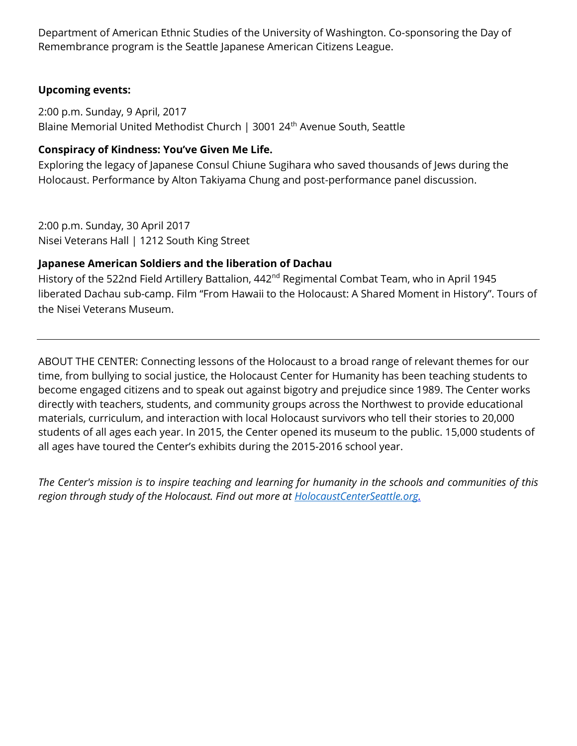Department of American Ethnic Studies of the University of Washington. Co-sponsoring the Day of Remembrance program is the Seattle Japanese American Citizens League.

**Upcoming events:**

2:00 p.m. Sunday, 9 April, 2017
Blaine Memorial United Methodist Church | 3001 24th Avenue South, Seattle

**Conspiracy of Kindness: You've Given Me Life.**
Exploring the legacy of Japanese Consul Chiune Sugihara who saved thousands of Jews during the Holocaust. Performance by Alton Takiyama Chung and post-performance panel discussion.

2:00 p.m. Sunday, 30 April 2017
Nisei Veterans Hall | 1212 South King Street

**Japanese American Soldiers and the liberation of Dachau**
History of the 522nd Field Artillery Battalion, 442nd Regimental Combat Team, who in April 1945 liberated Dachau sub-camp. Film "From Hawaii to the Holocaust: A Shared Moment in History". Tours of the Nisei Veterans Museum.

---

ABOUT THE CENTER: Connecting lessons of the Holocaust to a broad range of relevant themes for our time, from bullying to social justice, the Holocaust Center for Humanity has been teaching students to become engaged citizens and to speak out against bigotry and prejudice since 1989. The Center works directly with teachers, students, and community groups across the Northwest to provide educational materials, curriculum, and interaction with local Holocaust survivors who tell their stories to 20,000 students of all ages each year. In 2015, the Center opened its museum to the public. 15,000 students of all ages have toured the Center's exhibits during the 2015-2016 school year.

*The Center's mission is to inspire teaching and learning for humanity in the schools and communities of this region through study of the Holocaust. Find out more at [HolocaustCenterSeattle.org.](http://HolocaustCenterSeattle.org)*